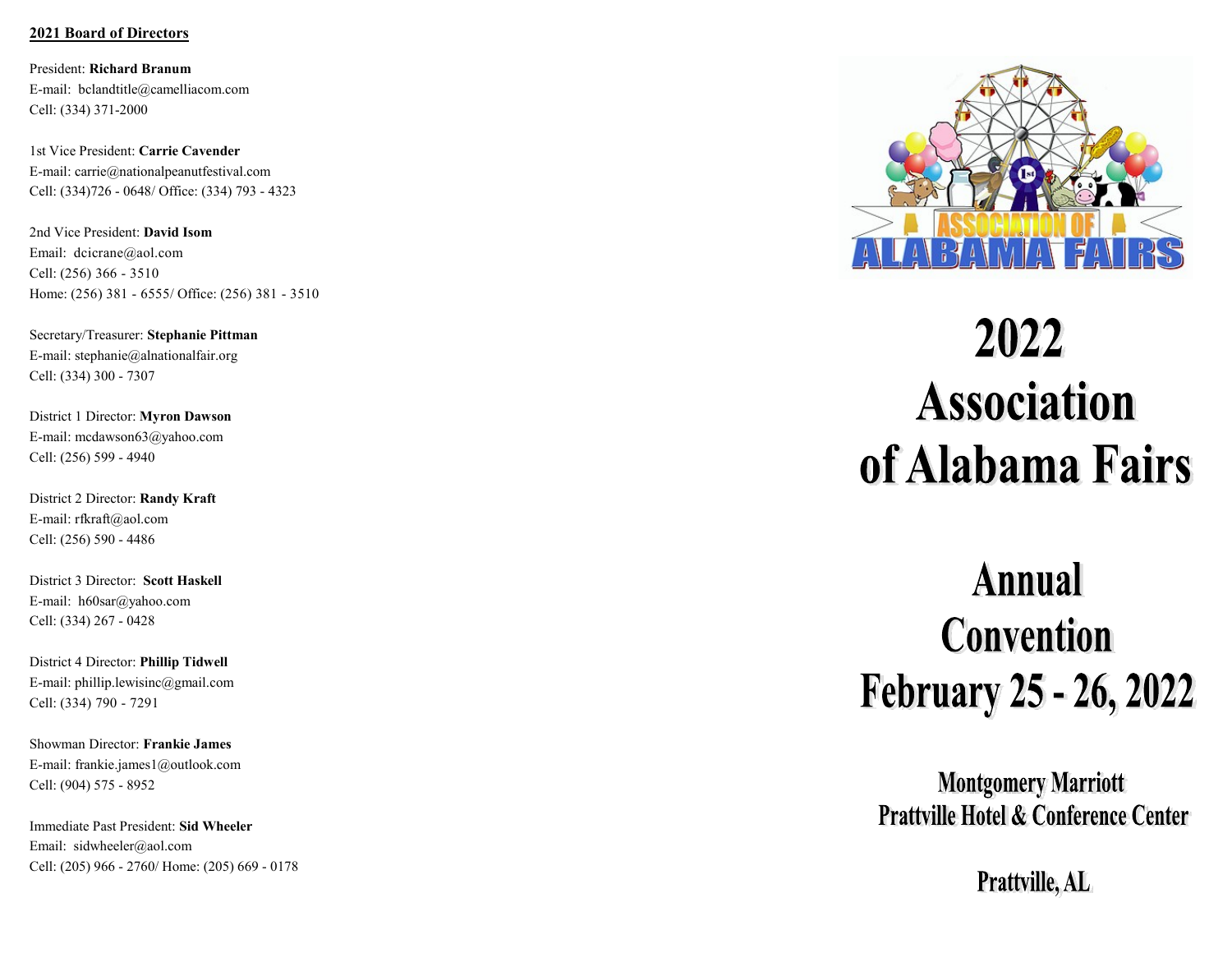**2021 Board of Directors**

President: **Richard Branum**
E-mail: bclandtitle@camelliacom.com
Cell: (334) 371-2000

1st Vice President: **Carrie Cavender**
E-mail: carrie@nationalpeanutfestival.com
Cell: (334)726 - 0648/ Office: (334) 793 - 4323

2nd Vice President: **David Isom**
Email: dcicrane@aol.com
Cell: (256) 366 - 3510
Home: (256) 381 - 6555/ Office: (256) 381 - 3510

Secretary/Treasurer: **Stephanie Pittman**
E-mail: stephanie@alnationalfair.org
Cell: (334) 300 - 7307

District 1 Director: **Myron Dawson**
E-mail: mcdawson63@yahoo.com
Cell: (256) 599 - 4940

District 2 Director: **Randy Kraft**
E-mail: rfkraft@aol.com
Cell: (256) 590 - 4486

District 3 Director: **Scott Haskell**
E-mail: h60sar@yahoo.com
Cell: (334) 267 - 0428

District 4 Director: **Phillip Tidwell**
E-mail: phillip.lewisinc@gmail.com
Cell: (334) 790 - 7291

Showman Director: **Frankie James**
E-mail: frankie.james1@outlook.com
Cell: (904) 575 - 8952

Immediate Past President: **Sid Wheeler**
Email: sidwheeler@aol.com
Cell: (205) 966 - 2760/ Home: (205) 669 - 0178

ASSOCIATION OF ALABAMA FAIRS

# 2022 Association of Alabama Fairs

# Annual Convention February 25 - 26, 2022

## Montgomery Marriott Prattville Hotel & Conference Center

## Prattville, AL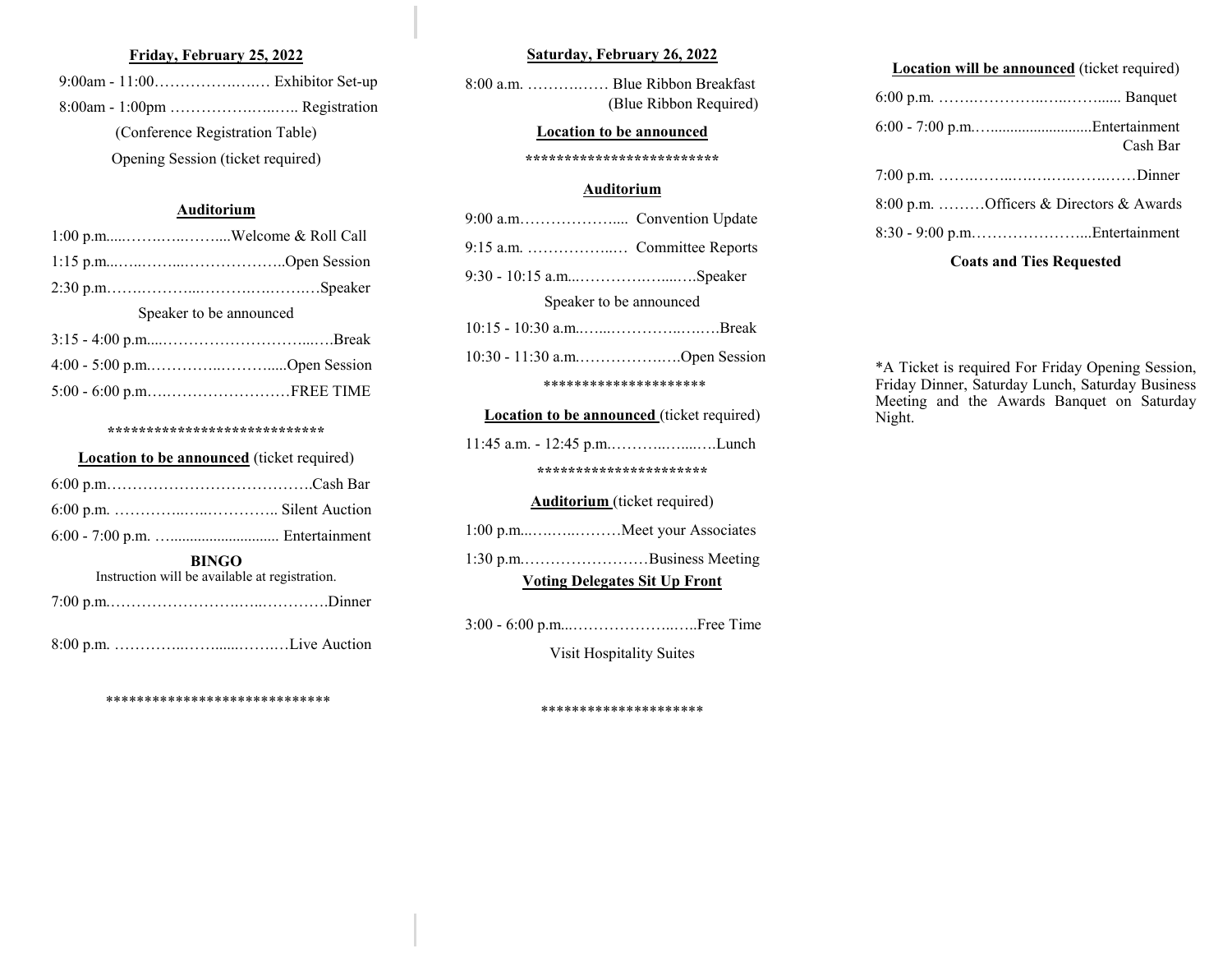**Friday, February 25, 2022**

9:00am - 11:00………………… Exhibitor Set-up

8:00am - 1:00pm ……………………. Registration

(Conference Registration Table)

Opening Session (ticket required)

**Auditorium**

1:00 p.m.....………………....Welcome & Roll Call

1:15 p.m...……………………………..Open Session

2:30 p.m………………………………………Speaker

Speaker to be announced

3:15 - 4:00 p.m....……………………………….Break

4:00 - 5:00 p.m.…………………….....Open Session

5:00 - 6:00 p.m…………………………FREE TIME

*****************************

**Location to be announced** (ticket required)

6:00 p.m………………………………….Cash Bar

6:00 p.m. ………………………….. Silent Auction

6:00 - 7:00 p.m. …........................... Entertainment

**BINGO**

Instruction will be available at registration.

7:00 p.m…………………………………….Dinner

8:00 p.m. ……………………………Live Auction

*****************************

**Saturday, February 26, 2022**

8:00 a.m. …………… Blue Ribbon Breakfast (Blue Ribbon Required)

**Location to be announced**

*************************

**Auditorium**

9:00 a.m……………….... Convention Update

9:15 a.m. ……………..… Committee Reports

9:30 - 10:15 a.m...……………………Speaker

Speaker to be announced

10:15 - 10:30 a.m..…...………………Break

10:30 - 11:30 a.m.……………….Open Session

*********************

**Location to be announced** (ticket required)

11:45 a.m. - 12:45 p.m.………………Lunch

**********************

**Auditorium** (ticket required)

1:00 p.m...………………Meet your Associates

1:30 p.m.……………………Business Meeting

**Voting Delegates Sit Up Front**

3:00 - 6:00 p.m...……………………..Free Time

Visit Hospitality Suites

*********************

**Location will be announced** (ticket required)

6:00 p.m. ………………………………...... Banquet

6:00 - 7:00 p.m.…..........................Entertainment Cash Bar

7:00 p.m. ……………………………………Dinner

8:00 p.m. ………Officers & Directors & Awards

8:30 - 9:00 p.m………………….....Entertainment

**Coats and Ties Requested**

*A Ticket is required For Friday Opening Session, Friday Dinner, Saturday Lunch, Saturday Business Meeting and the Awards Banquet on Saturday Night.